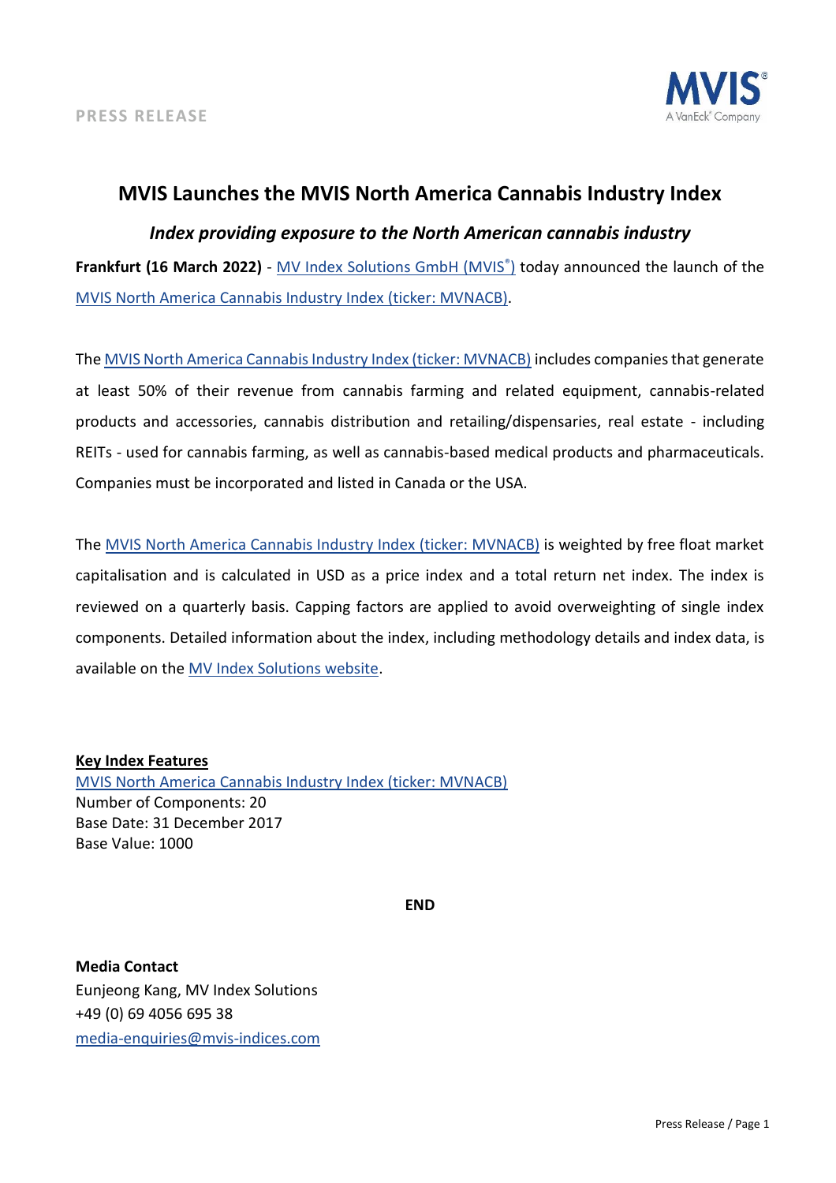PRESS RELEASE

# MVIS Launches the MVIS North America Cannabis Industry Index

## *Index providing exposure to the North American cannabis industry*

**Frankfurt (16 March 2022)** - MV Index Solutions GmbH (MVIS®) today announced the launch of the MVIS North America Cannabis Industry Index (ticker: MVNACB).

The MVIS North America Cannabis Industry Index (ticker: MVNACB) includes companies that generate at least 50% of their revenue from cannabis farming and related equipment, cannabis-related products and accessories, cannabis distribution and retailing/dispensaries, real estate - including REITs - used for cannabis farming, as well as cannabis-based medical products and pharmaceuticals. Companies must be incorporated and listed in Canada or the USA.

The MVIS North America Cannabis Industry Index (ticker: MVNACB) is weighted by free float market capitalisation and is calculated in USD as a price index and a total return net index. The index is reviewed on a quarterly basis. Capping factors are applied to avoid overweighting of single index components. Detailed information about the index, including methodology details and index data, is available on the MV Index Solutions website.

**Key Index Features**

MVIS North America Cannabis Industry Index (ticker: MVNACB)
Number of Components: 20
Base Date: 31 December 2017
Base Value: 1000

**END**

**Media Contact**
Eunjeong Kang, MV Index Solutions
+49 (0) 69 4056 695 38
media-enquiries@mvis-indices.com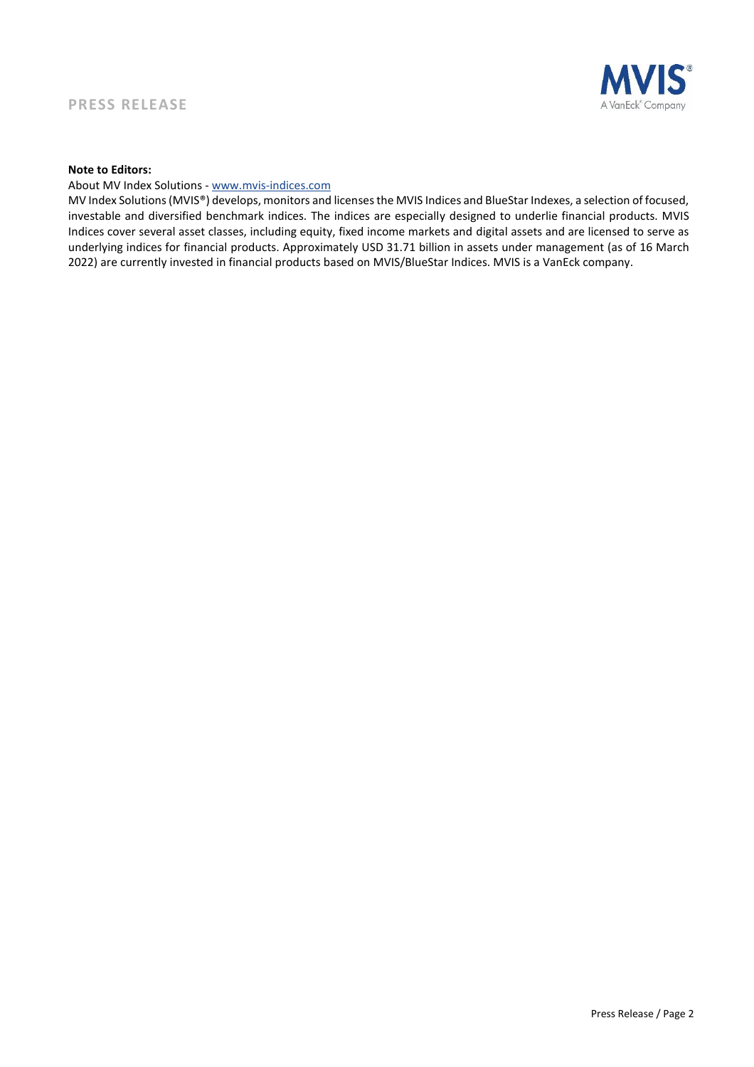**Note to Editors:**

About MV Index Solutions - [www.mvis-indices.com](http://www.mvis-indices.com)

MV Index Solutions (MVIS®) develops, monitors and licenses the MVIS Indices and BlueStar Indexes, a selection of focused, investable and diversified benchmark indices. The indices are especially designed to underlie financial products. MVIS Indices cover several asset classes, including equity, fixed income markets and digital assets and are licensed to serve as underlying indices for financial products. Approximately USD 31.71 billion in assets under management (as of 16 March 2022) are currently invested in financial products based on MVIS/BlueStar Indices. MVIS is a VanEck company.